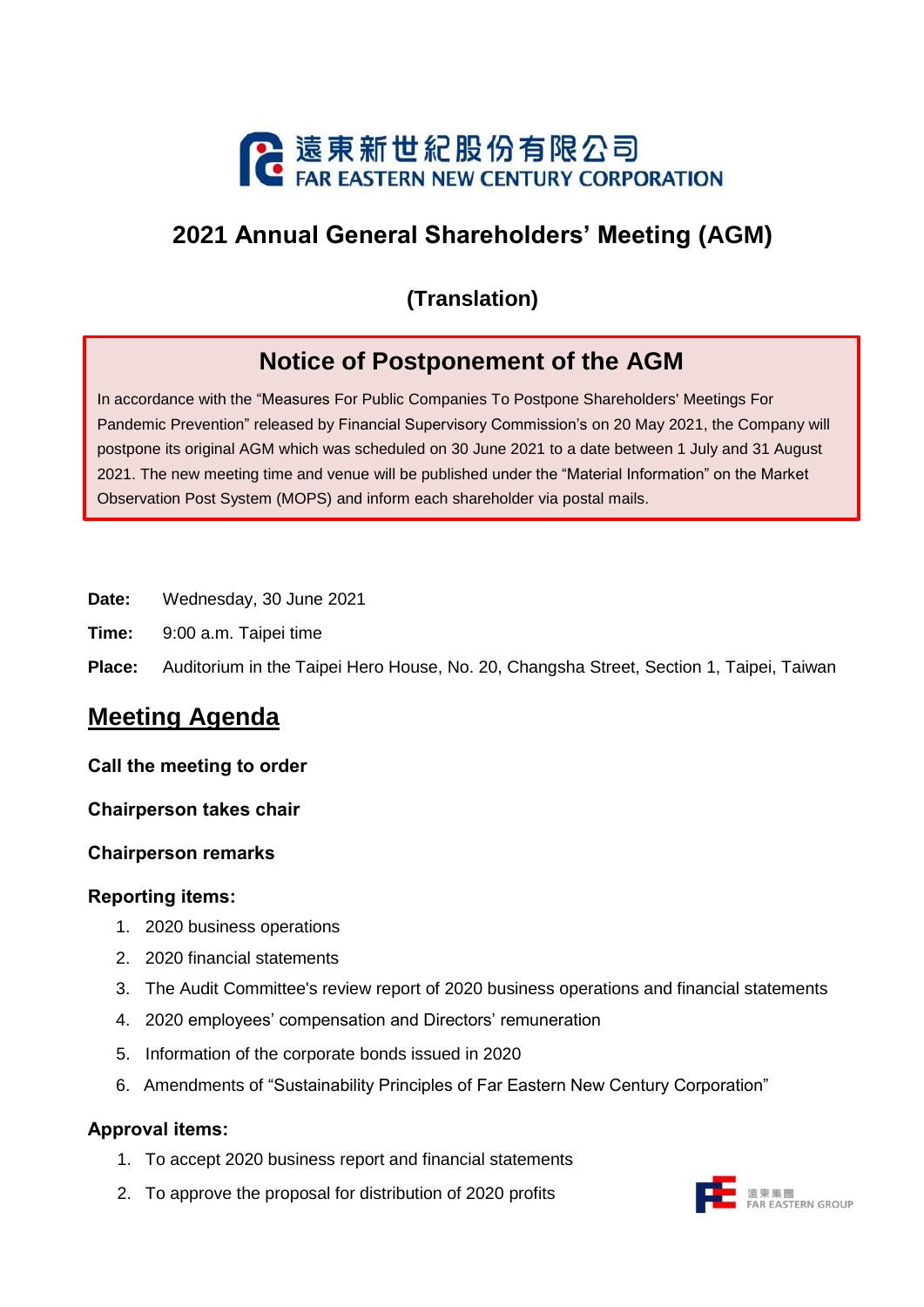遠東新世紀股份有限公司
FAR EASTERN NEW CENTURY CORPORATION

# 2021 Annual General Shareholders' Meeting (AGM)

## (Translation)

## Notice of Postponement of the AGM

In accordance with the "Measures For Public Companies To Postpone Shareholders' Meetings For Pandemic Prevention" released by Financial Supervisory Commission's on 20 May 2021, the Company will postpone its original AGM which was scheduled on 30 June 2021 to a date between 1 July and 31 August 2021. The new meeting time and venue will be published under the "Material Information" on the Market Observation Post System (MOPS) and inform each shareholder via postal mails.

**Date:** Wednesday, 30 June 2021

**Time:** 9:00 a.m. Taipei time

**Place:** Auditorium in the Taipei Hero House, No. 20, Changsha Street, Section 1, Taipei, Taiwan

## Meeting Agenda

**Call the meeting to order**

**Chairperson takes chair**

**Chairperson remarks**

**Reporting items:**

1. 2020 business operations
2. 2020 financial statements
3. The Audit Committee's review report of 2020 business operations and financial statements
4. 2020 employees' compensation and Directors' remuneration
5. Information of the corporate bonds issued in 2020
6. Amendments of "Sustainability Principles of Far Eastern New Century Corporation"

**Approval items:**

1. To accept 2020 business report and financial statements
2. To approve the proposal for distribution of 2020 profits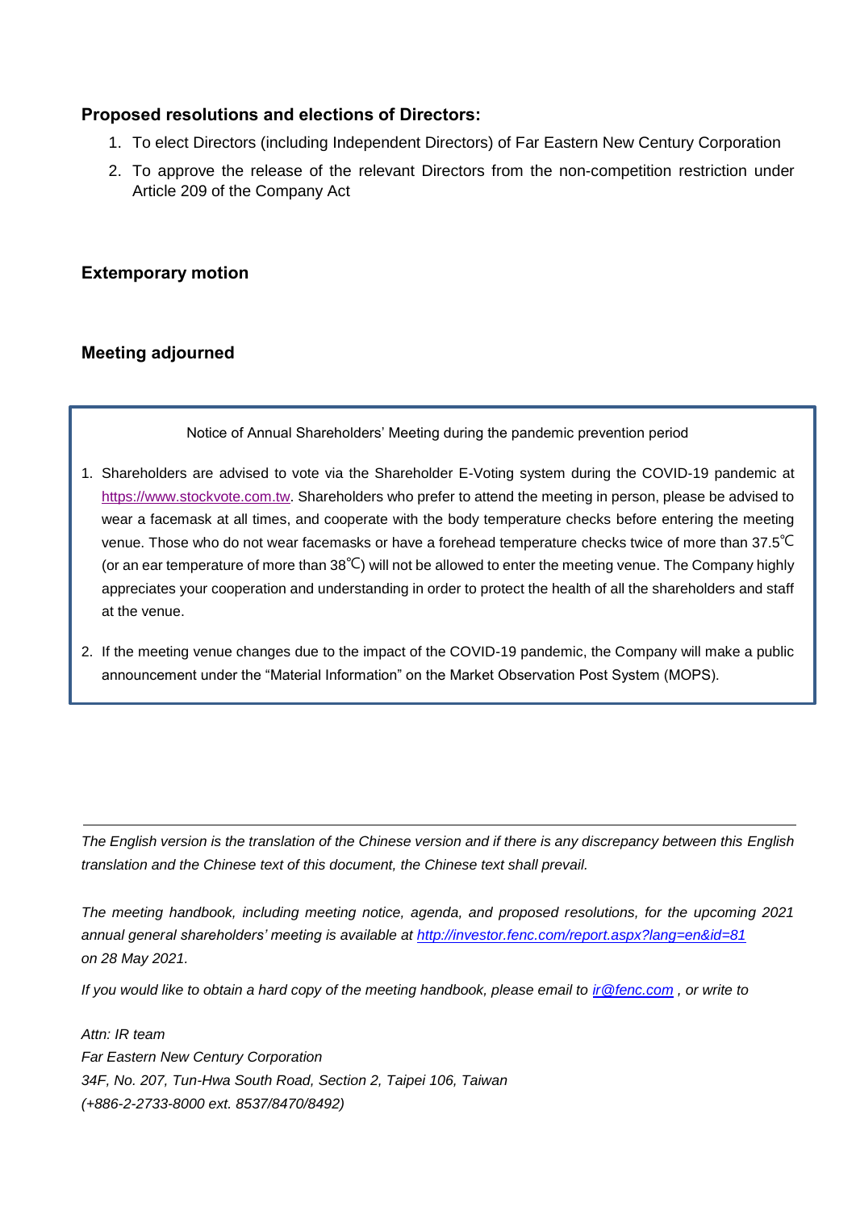## Proposed resolutions and elections of Directors:

1. To elect Directors (including Independent Directors) of Far Eastern New Century Corporation
2. To approve the release of the relevant Directors from the non-competition restriction under Article 209 of the Company Act

## Extemporary motion

## Meeting adjourned

Notice of Annual Shareholders' Meeting during the pandemic prevention period

1. Shareholders are advised to vote via the Shareholder E-Voting system during the COVID-19 pandemic at https://www.stockvote.com.tw. Shareholders who prefer to attend the meeting in person, please be advised to wear a facemask at all times, and cooperate with the body temperature checks before entering the meeting venue. Those who do not wear facemasks or have a forehead temperature checks twice of more than 37.5℃ (or an ear temperature of more than 38℃) will not be allowed to enter the meeting venue. The Company highly appreciates your cooperation and understanding in order to protect the health of all the shareholders and staff at the venue.
2. If the meeting venue changes due to the impact of the COVID-19 pandemic, the Company will make a public announcement under the "Material Information" on the Market Observation Post System (MOPS).

---

*The English version is the translation of the Chinese version and if there is any discrepancy between this English translation and the Chinese text of this document, the Chinese text shall prevail.*

*The meeting handbook, including meeting notice, agenda, and proposed resolutions, for the upcoming 2021 annual general shareholders' meeting is available at http://investor.fenc.com/report.aspx?lang=en&id=81 on 28 May 2021.*

*If you would like to obtain a hard copy of the meeting handbook, please email to ir@fenc.com , or write to*

*Attn: IR team*
*Far Eastern New Century Corporation*
*34F, No. 207, Tun-Hwa South Road, Section 2, Taipei 106, Taiwan*
*(+886-2-2733-8000 ext. 8537/8470/8492)*